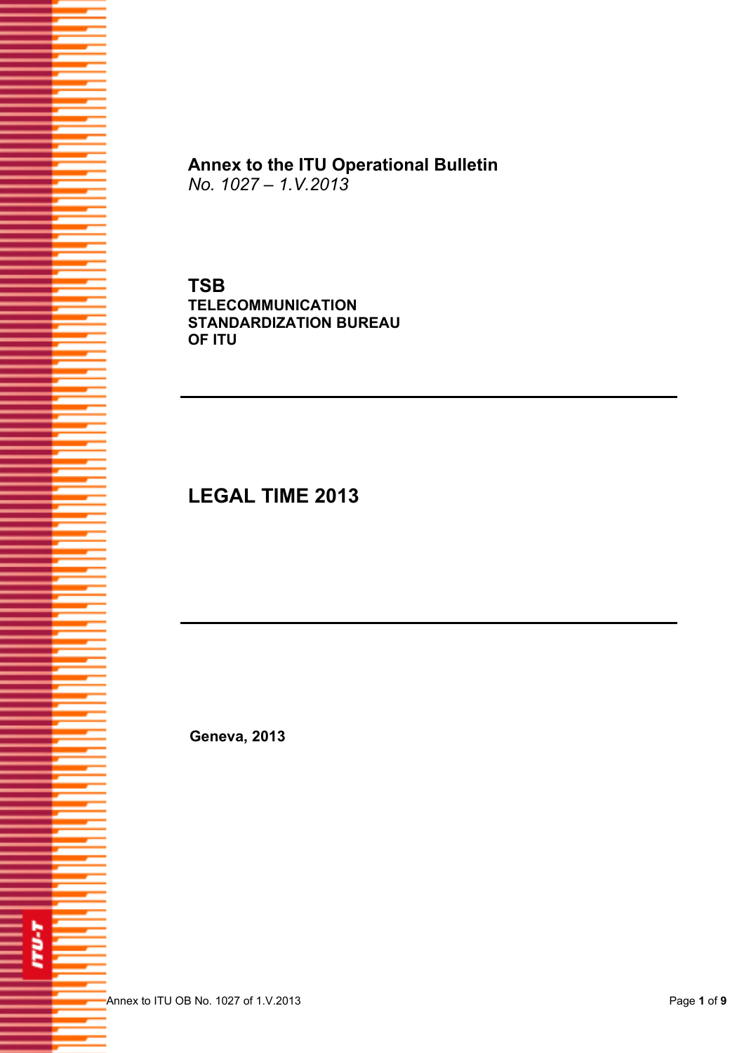**Annex to the ITU Operational Bulletin**
*No. 1027 – 1.V.2013*

**TSB**
**TELECOMMUNICATION STANDARDIZATION BUREAU OF ITU**

# LEGAL TIME 2013

**Geneva, 2013**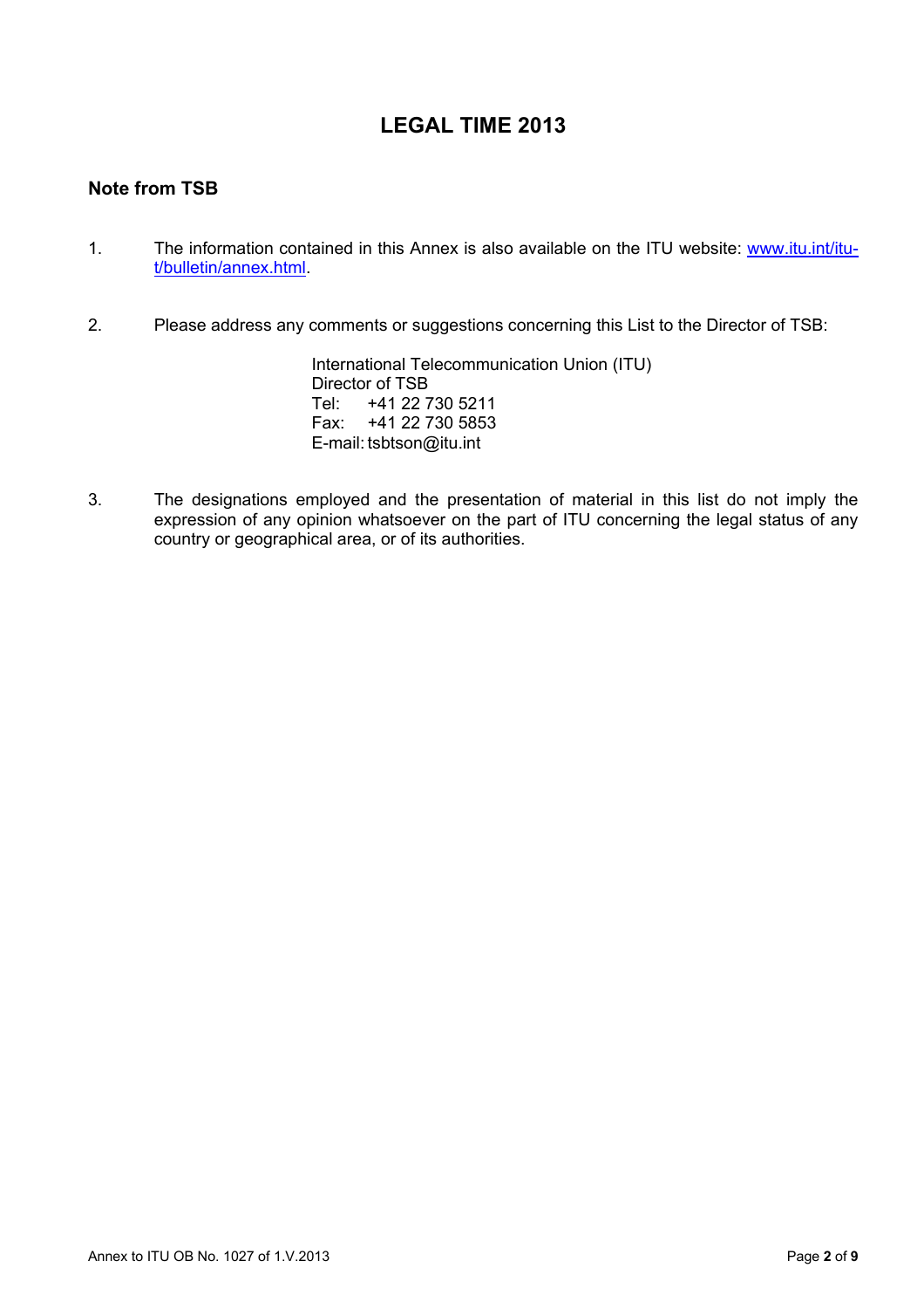# LEGAL TIME 2013

## Note from TSB

1. The information contained in this Annex is also available on the ITU website: [www.itu.int/itu-t/bulletin/annex.html](www.itu.int/itu-t/bulletin/annex.html).

2. Please address any comments or suggestions concerning this List to the Director of TSB:

   International Telecommunication Union (ITU)
   Director of TSB
   Tel: +41 22 730 5211
   Fax: +41 22 730 5853
   E-mail: tsbtson@itu.int

3. The designations employed and the presentation of material in this list do not imply the expression of any opinion whatsoever on the part of ITU concerning the legal status of any country or geographical area, or of its authorities.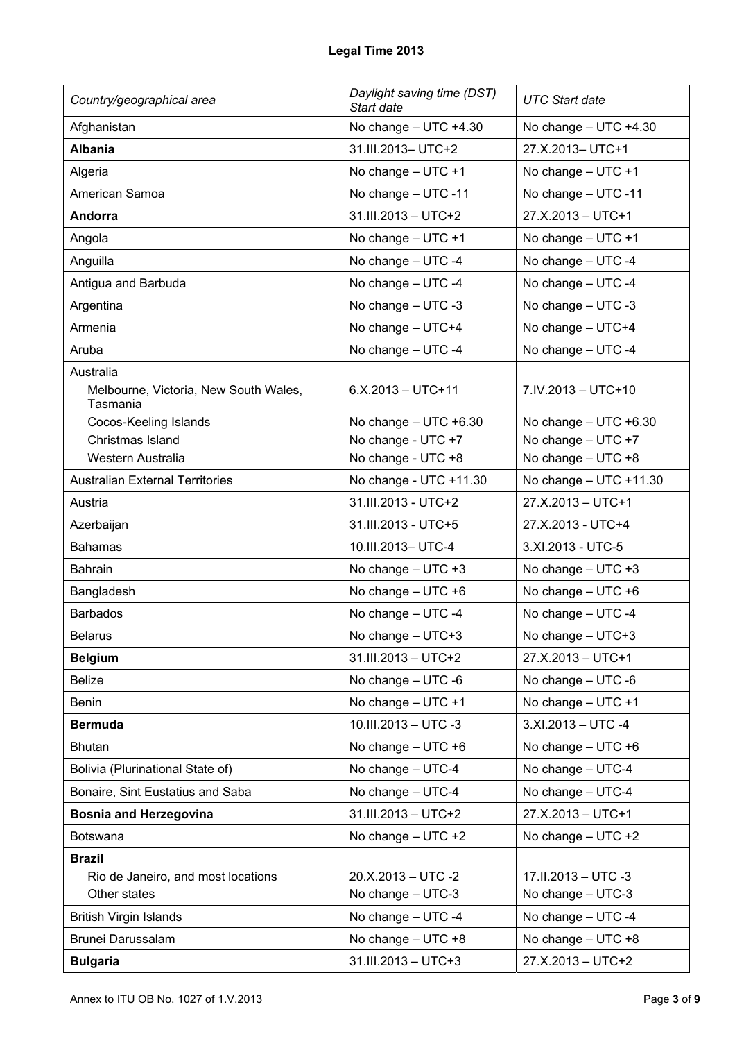**Legal Time 2013**

| *Country/geographical area* | *Daylight saving time (DST) Start date* | *UTC Start date* |
|---|---|---|
| Afghanistan | No change – UTC +4.30 | No change – UTC +4.30 |
| **Albania** | 31.III.2013– UTC+2 | 27.X.2013– UTC+1 |
| Algeria | No change – UTC +1 | No change – UTC +1 |
| American Samoa | No change – UTC -11 | No change – UTC -11 |
| **Andorra** | 31.III.2013 – UTC+2 | 27.X.2013 – UTC+1 |
| Angola | No change – UTC +1 | No change – UTC +1 |
| Anguilla | No change – UTC -4 | No change – UTC -4 |
| Antigua and Barbuda | No change – UTC -4 | No change – UTC -4 |
| Argentina | No change – UTC -3 | No change – UTC -3 |
| Armenia | No change – UTC+4 | No change – UTC+4 |
| Aruba | No change – UTC -4 | No change – UTC -4 |
| Australia | | |
| Melbourne, Victoria, New South Wales, Tasmania | 6.X.2013 – UTC+11 | 7.IV.2013 – UTC+10 |
| Cocos-Keeling Islands | No change – UTC +6.30 | No change – UTC +6.30 |
| Christmas Island | No change - UTC +7 | No change – UTC +7 |
| Western Australia | No change - UTC +8 | No change – UTC +8 |
| Australian External Territories | No change - UTC +11.30 | No change – UTC +11.30 |
| Austria | 31.III.2013 - UTC+2 | 27.X.2013 – UTC+1 |
| Azerbaijan | 31.III.2013 - UTC+5 | 27.X.2013 - UTC+4 |
| Bahamas | 10.III.2013– UTC-4 | 3.XI.2013 - UTC-5 |
| Bahrain | No change – UTC +3 | No change – UTC +3 |
| Bangladesh | No change – UTC +6 | No change – UTC +6 |
| Barbados | No change – UTC -4 | No change – UTC -4 |
| Belarus | No change – UTC+3 | No change – UTC+3 |
| **Belgium** | 31.III.2013 – UTC+2 | 27.X.2013 – UTC+1 |
| Belize | No change – UTC -6 | No change – UTC -6 |
| Benin | No change – UTC +1 | No change – UTC +1 |
| **Bermuda** | 10.III.2013 – UTC -3 | 3.XI.2013 – UTC -4 |
| Bhutan | No change – UTC +6 | No change – UTC +6 |
| Bolivia (Plurinational State of) | No change – UTC-4 | No change – UTC-4 |
| Bonaire, Sint Eustatius and Saba | No change – UTC-4 | No change – UTC-4 |
| **Bosnia and Herzegovina** | 31.III.2013 – UTC+2 | 27.X.2013 – UTC+1 |
| Botswana | No change – UTC +2 | No change – UTC +2 |
| **Brazil** | | |
| Rio de Janeiro, and most locations | 20.X.2013 – UTC -2 | 17.II.2013 – UTC -3 |
| Other states | No change – UTC-3 | No change – UTC-3 |
| British Virgin Islands | No change – UTC -4 | No change – UTC -4 |
| Brunei Darussalam | No change – UTC +8 | No change – UTC +8 |
| **Bulgaria** | 31.III.2013 – UTC+3 | 27.X.2013 – UTC+2 |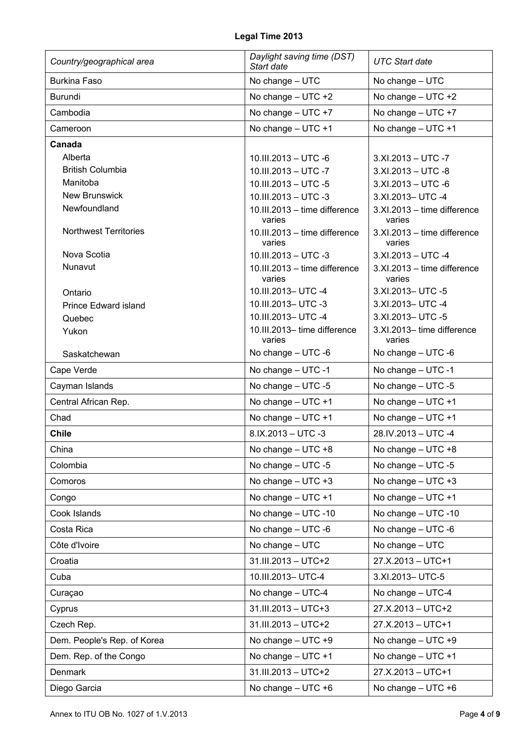**Legal Time 2013**

| *Country/geographical area* | *Daylight saving time (DST) Start date* | *UTC Start date* |
|---|---|---|
| Burkina Faso | No change – UTC | No change – UTC |
| Burundi | No change – UTC +2 | No change – UTC +2 |
| Cambodia | No change – UTC +7 | No change – UTC +7 |
| Cameroon | No change – UTC +1 | No change – UTC +1 |
| **Canada** | | |
| Alberta | 10.III.2013 – UTC -6 | 3.XI.2013 – UTC -7 |
| British Columbia | 10.III.2013 – UTC -7 | 3.XI.2013 – UTC -8 |
| Manitoba | 10.III.2013 – UTC -5 | 3.XI.2013 – UTC -6 |
| New Brunswick | 10.III.2013 – UTC -3 | 3.XI.2013– UTC -4 |
| Newfoundland | 10.III.2013 – time difference varies | 3.XI.2013 – time difference varies |
| Northwest Territories | 10.III.2013 – time difference varies | 3.XI.2013 – time difference varies |
| Nova Scotia | 10.III.2013 – UTC -3 | 3.XI.2013 – UTC -4 |
| Nunavut | 10.III.2013 – time difference varies | 3.XI.2013 – time difference varies |
| Ontario | 10.III.2013– UTC -4 | 3.XI.2013– UTC -5 |
| Prince Edward island | 10.III.2013– UTC -3 | 3.XI.2013– UTC -4 |
| Quebec | 10.III.2013– UTC -4 | 3.XI.2013– UTC -5 |
| Yukon | 10.III.2013– time difference varies | 3.XI.2013– time difference varies |
| Saskatchewan | No change – UTC -6 | No change – UTC -6 |
| Cape Verde | No change – UTC -1 | No change – UTC -1 |
| Cayman Islands | No change – UTC -5 | No change – UTC -5 |
| Central African Rep. | No change – UTC +1 | No change – UTC +1 |
| Chad | No change – UTC +1 | No change – UTC +1 |
| **Chile** | 8.IX.2013 – UTC -3 | 28.IV.2013 – UTC -4 |
| China | No change – UTC +8 | No change – UTC +8 |
| Colombia | No change – UTC -5 | No change – UTC -5 |
| Comoros | No change – UTC +3 | No change – UTC +3 |
| Congo | No change – UTC +1 | No change – UTC +1 |
| Cook Islands | No change – UTC -10 | No change – UTC -10 |
| Costa Rica | No change – UTC -6 | No change – UTC -6 |
| Côte d'Ivoire | No change – UTC | No change – UTC |
| Croatia | 31.III.2013 – UTC+2 | 27.X.2013 – UTC+1 |
| Cuba | 10.III.2013– UTC-4 | 3.XI.2013– UTC-5 |
| Curaçao | No change – UTC-4 | No change – UTC-4 |
| Cyprus | 31.III.2013 – UTC+3 | 27.X.2013 – UTC+2 |
| Czech Rep. | 31.III.2013 – UTC+2 | 27.X.2013 – UTC+1 |
| Dem. People's Rep. of Korea | No change – UTC +9 | No change – UTC +9 |
| Dem. Rep. of the Congo | No change – UTC +1 | No change – UTC +1 |
| Denmark | 31.III.2013 – UTC+2 | 27.X.2013 – UTC+1 |
| Diego Garcia | No change – UTC +6 | No change – UTC +6 |

Annex to ITU OB No. 1027 of 1.V.2013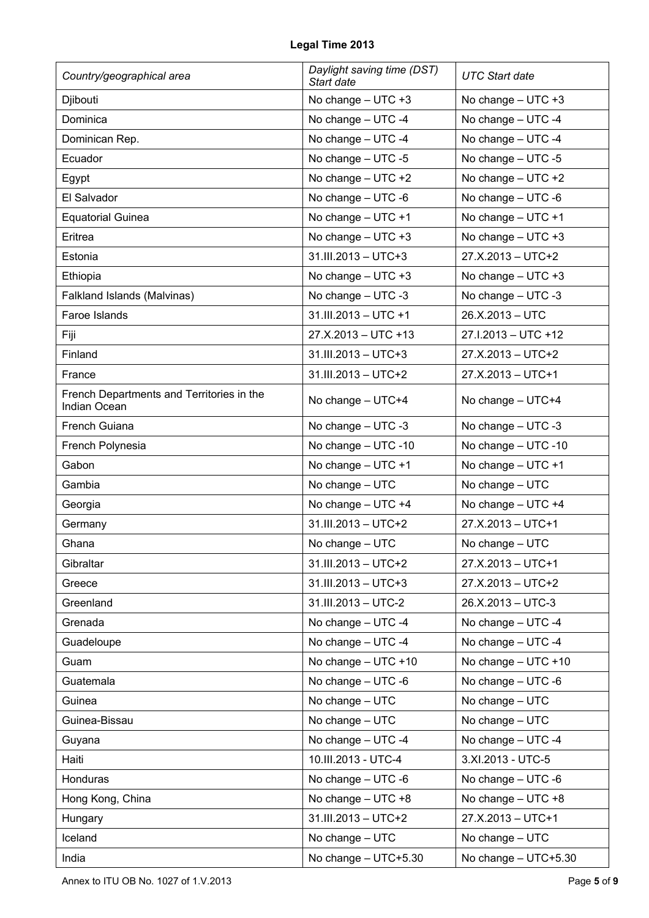**Legal Time 2013**

| *Country/geographical area* | *Daylight saving time (DST) Start date* | *UTC Start date* |
|---|---|---|
| Djibouti | No change – UTC +3 | No change – UTC +3 |
| Dominica | No change – UTC -4 | No change – UTC -4 |
| Dominican Rep. | No change – UTC -4 | No change – UTC -4 |
| Ecuador | No change – UTC -5 | No change – UTC -5 |
| Egypt | No change – UTC +2 | No change – UTC +2 |
| El Salvador | No change – UTC -6 | No change – UTC -6 |
| Equatorial Guinea | No change – UTC +1 | No change – UTC +1 |
| Eritrea | No change – UTC +3 | No change – UTC +3 |
| Estonia | 31.III.2013 – UTC+3 | 27.X.2013 – UTC+2 |
| Ethiopia | No change – UTC +3 | No change – UTC +3 |
| Falkland Islands (Malvinas) | No change – UTC -3 | No change – UTC -3 |
| Faroe Islands | 31.III.2013 – UTC +1 | 26.X.2013 – UTC |
| Fiji | 27.X.2013 – UTC +13 | 27.I.2013 – UTC +12 |
| Finland | 31.III.2013 – UTC+3 | 27.X.2013 – UTC+2 |
| France | 31.III.2013 – UTC+2 | 27.X.2013 – UTC+1 |
| French Departments and Territories in the Indian Ocean | No change – UTC+4 | No change – UTC+4 |
| French Guiana | No change – UTC -3 | No change – UTC -3 |
| French Polynesia | No change – UTC -10 | No change – UTC -10 |
| Gabon | No change – UTC +1 | No change – UTC +1 |
| Gambia | No change – UTC | No change – UTC |
| Georgia | No change – UTC +4 | No change – UTC +4 |
| Germany | 31.III.2013 – UTC+2 | 27.X.2013 – UTC+1 |
| Ghana | No change – UTC | No change – UTC |
| Gibraltar | 31.III.2013 – UTC+2 | 27.X.2013 – UTC+1 |
| Greece | 31.III.2013 – UTC+3 | 27.X.2013 – UTC+2 |
| Greenland | 31.III.2013 – UTC-2 | 26.X.2013 – UTC-3 |
| Grenada | No change – UTC -4 | No change – UTC -4 |
| Guadeloupe | No change – UTC -4 | No change – UTC -4 |
| Guam | No change – UTC +10 | No change – UTC +10 |
| Guatemala | No change – UTC -6 | No change – UTC -6 |
| Guinea | No change – UTC | No change – UTC |
| Guinea-Bissau | No change – UTC | No change – UTC |
| Guyana | No change – UTC -4 | No change – UTC -4 |
| Haiti | 10.III.2013 - UTC-4 | 3.XI.2013 - UTC-5 |
| Honduras | No change – UTC -6 | No change – UTC -6 |
| Hong Kong, China | No change – UTC +8 | No change – UTC +8 |
| Hungary | 31.III.2013 – UTC+2 | 27.X.2013 – UTC+1 |
| Iceland | No change – UTC | No change – UTC |
| India | No change – UTC+5.30 | No change – UTC+5.30 |

Annex to ITU OB No. 1027 of 1.V.2013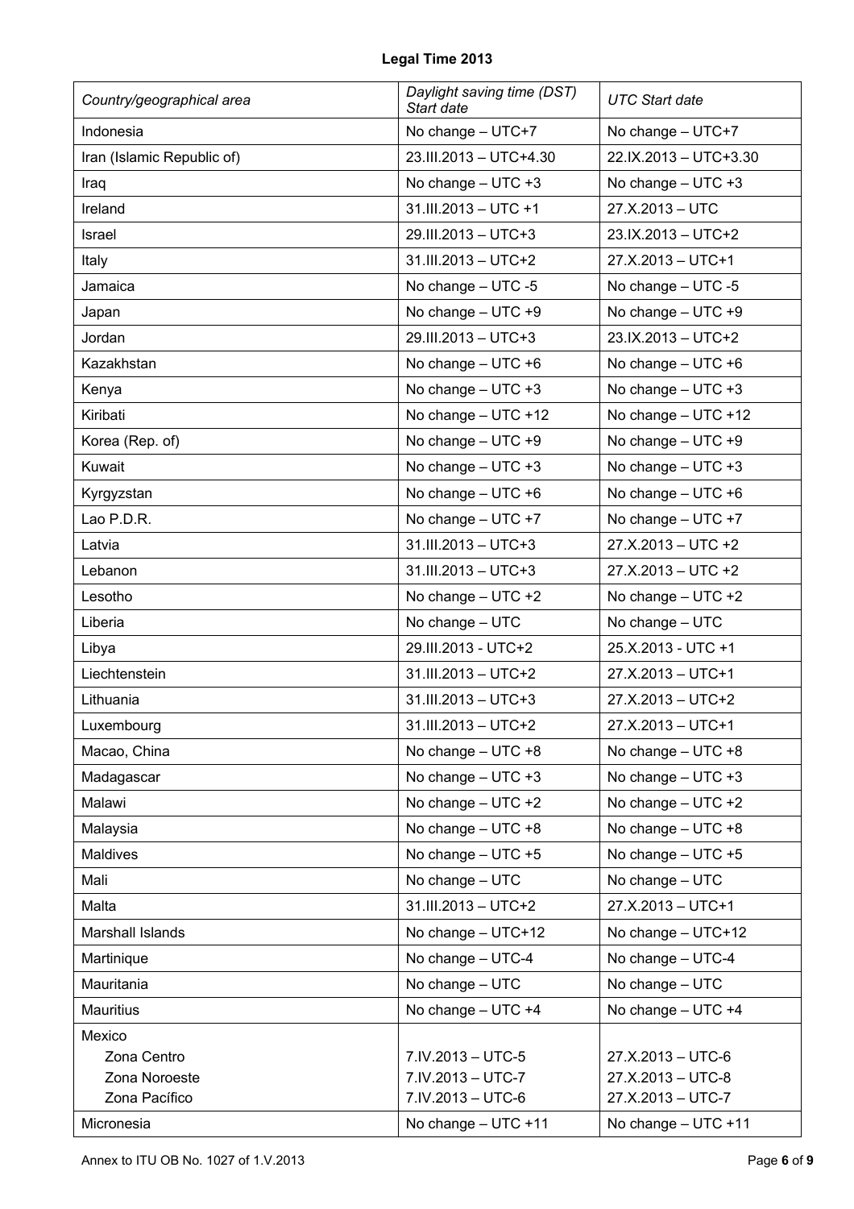**Legal Time 2013**

| *Country/geographical area* | *Daylight saving time (DST) Start date* | *UTC Start date* |
|---|---|---|
| Indonesia | No change – UTC+7 | No change – UTC+7 |
| Iran (Islamic Republic of) | 23.III.2013 – UTC+4.30 | 22.IX.2013 – UTC+3.30 |
| Iraq | No change – UTC +3 | No change – UTC +3 |
| Ireland | 31.III.2013 – UTC +1 | 27.X.2013 – UTC |
| Israel | 29.III.2013 – UTC+3 | 23.IX.2013 – UTC+2 |
| Italy | 31.III.2013 – UTC+2 | 27.X.2013 – UTC+1 |
| Jamaica | No change – UTC -5 | No change – UTC -5 |
| Japan | No change – UTC +9 | No change – UTC +9 |
| Jordan | 29.III.2013 – UTC+3 | 23.IX.2013 – UTC+2 |
| Kazakhstan | No change – UTC +6 | No change – UTC +6 |
| Kenya | No change – UTC +3 | No change – UTC +3 |
| Kiribati | No change – UTC +12 | No change – UTC +12 |
| Korea (Rep. of) | No change – UTC +9 | No change – UTC +9 |
| Kuwait | No change – UTC +3 | No change – UTC +3 |
| Kyrgyzstan | No change – UTC +6 | No change – UTC +6 |
| Lao P.D.R. | No change – UTC +7 | No change – UTC +7 |
| Latvia | 31.III.2013 – UTC+3 | 27.X.2013 – UTC +2 |
| Lebanon | 31.III.2013 – UTC+3 | 27.X.2013 – UTC +2 |
| Lesotho | No change – UTC +2 | No change – UTC +2 |
| Liberia | No change – UTC | No change – UTC |
| Libya | 29.III.2013 - UTC+2 | 25.X.2013 - UTC +1 |
| Liechtenstein | 31.III.2013 – UTC+2 | 27.X.2013 – UTC+1 |
| Lithuania | 31.III.2013 – UTC+3 | 27.X.2013 – UTC+2 |
| Luxembourg | 31.III.2013 – UTC+2 | 27.X.2013 – UTC+1 |
| Macao, China | No change – UTC +8 | No change – UTC +8 |
| Madagascar | No change – UTC +3 | No change – UTC +3 |
| Malawi | No change – UTC +2 | No change – UTC +2 |
| Malaysia | No change – UTC +8 | No change – UTC +8 |
| Maldives | No change – UTC +5 | No change – UTC +5 |
| Mali | No change – UTC | No change – UTC |
| Malta | 31.III.2013 – UTC+2 | 27.X.2013 – UTC+1 |
| Marshall Islands | No change – UTC+12 | No change – UTC+12 |
| Martinique | No change – UTC-4 | No change – UTC-4 |
| Mauritania | No change – UTC | No change – UTC |
| Mauritius | No change – UTC +4 | No change – UTC +4 |
| Mexico | | |
| Zona Centro | 7.IV.2013 – UTC-5 | 27.X.2013 – UTC-6 |
| Zona Noroeste | 7.IV.2013 – UTC-7 | 27.X.2013 – UTC-8 |
| Zona Pacífico | 7.IV.2013 – UTC-6 | 27.X.2013 – UTC-7 |
| Micronesia | No change – UTC +11 | No change – UTC +11 |

Annex to ITU OB No. 1027 of 1.V.2013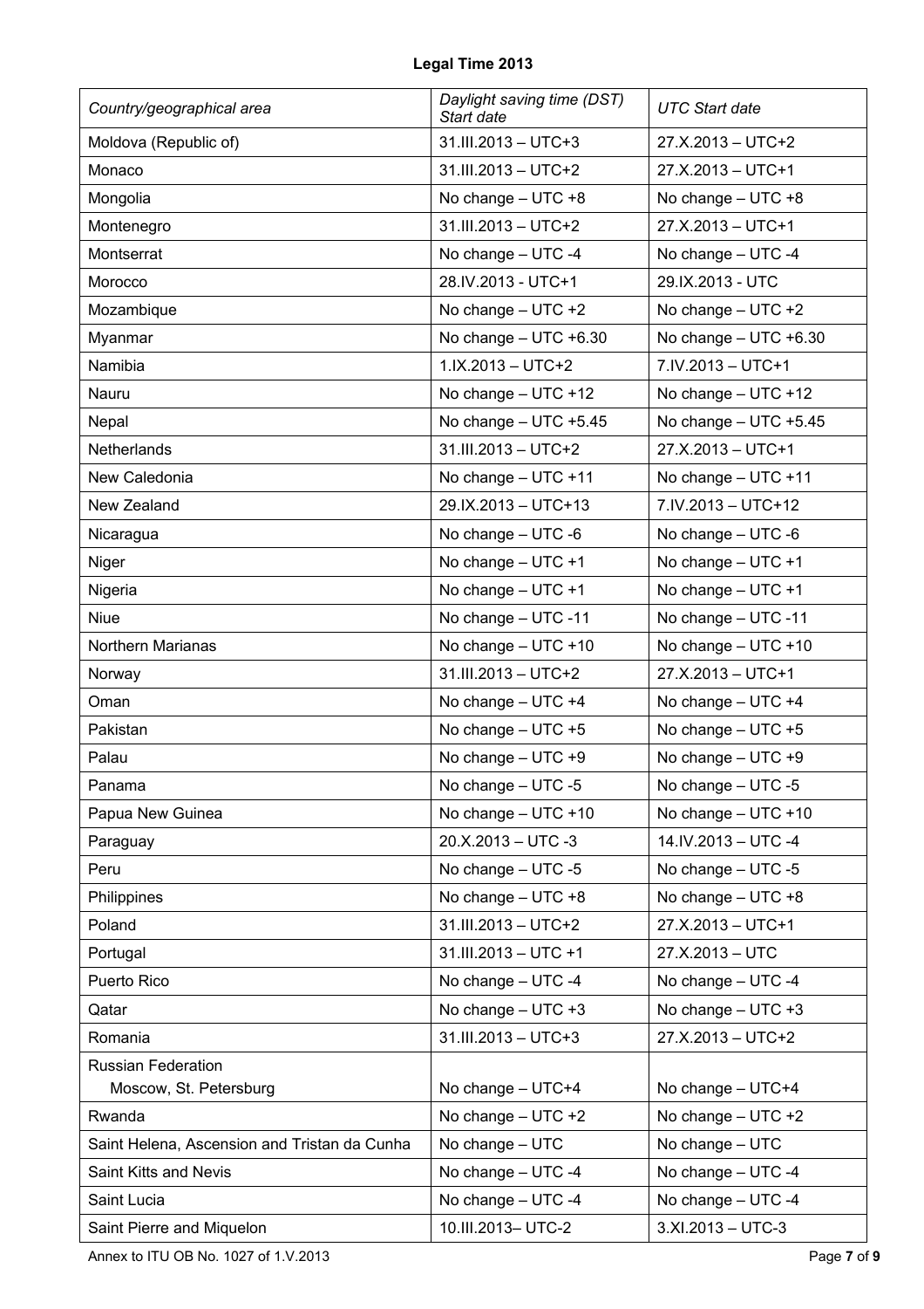**Legal Time 2013**

| *Country/geographical area* | *Daylight saving time (DST) Start date* | *UTC Start date* |
|---|---|---|
| Moldova (Republic of) | 31.III.2013 – UTC+3 | 27.X.2013 – UTC+2 |
| Monaco | 31.III.2013 – UTC+2 | 27.X.2013 – UTC+1 |
| Mongolia | No change – UTC +8 | No change – UTC +8 |
| Montenegro | 31.III.2013 – UTC+2 | 27.X.2013 – UTC+1 |
| Montserrat | No change – UTC -4 | No change – UTC -4 |
| Morocco | 28.IV.2013 - UTC+1 | 29.IX.2013 - UTC |
| Mozambique | No change – UTC +2 | No change – UTC +2 |
| Myanmar | No change – UTC +6.30 | No change – UTC +6.30 |
| Namibia | 1.IX.2013 – UTC+2 | 7.IV.2013 – UTC+1 |
| Nauru | No change – UTC +12 | No change – UTC +12 |
| Nepal | No change – UTC +5.45 | No change – UTC +5.45 |
| Netherlands | 31.III.2013 – UTC+2 | 27.X.2013 – UTC+1 |
| New Caledonia | No change – UTC +11 | No change – UTC +11 |
| New Zealand | 29.IX.2013 – UTC+13 | 7.IV.2013 – UTC+12 |
| Nicaragua | No change – UTC -6 | No change – UTC -6 |
| Niger | No change – UTC +1 | No change – UTC +1 |
| Nigeria | No change – UTC +1 | No change – UTC +1 |
| Niue | No change – UTC -11 | No change – UTC -11 |
| Northern Marianas | No change – UTC +10 | No change – UTC +10 |
| Norway | 31.III.2013 – UTC+2 | 27.X.2013 – UTC+1 |
| Oman | No change – UTC +4 | No change – UTC +4 |
| Pakistan | No change – UTC +5 | No change – UTC +5 |
| Palau | No change – UTC +9 | No change – UTC +9 |
| Panama | No change – UTC -5 | No change – UTC -5 |
| Papua New Guinea | No change – UTC +10 | No change – UTC +10 |
| Paraguay | 20.X.2013 – UTC -3 | 14.IV.2013 – UTC -4 |
| Peru | No change – UTC -5 | No change – UTC -5 |
| Philippines | No change – UTC +8 | No change – UTC +8 |
| Poland | 31.III.2013 – UTC+2 | 27.X.2013 – UTC+1 |
| Portugal | 31.III.2013 – UTC +1 | 27.X.2013 – UTC |
| Puerto Rico | No change – UTC -4 | No change – UTC -4 |
| Qatar | No change – UTC +3 | No change – UTC +3 |
| Romania | 31.III.2013 – UTC+3 | 27.X.2013 – UTC+2 |
| Russian Federation<br>Moscow, St. Petersburg | <br>No change – UTC+4 | <br>No change – UTC+4 |
| Rwanda | No change – UTC +2 | No change – UTC +2 |
| Saint Helena, Ascension and Tristan da Cunha | No change – UTC | No change – UTC |
| Saint Kitts and Nevis | No change – UTC -4 | No change – UTC -4 |
| Saint Lucia | No change – UTC -4 | No change – UTC -4 |
| Saint Pierre and Miquelon | 10.III.2013– UTC-2 | 3.XI.2013 – UTC-3 |

Annex to ITU OB No. 1027 of 1.V.2013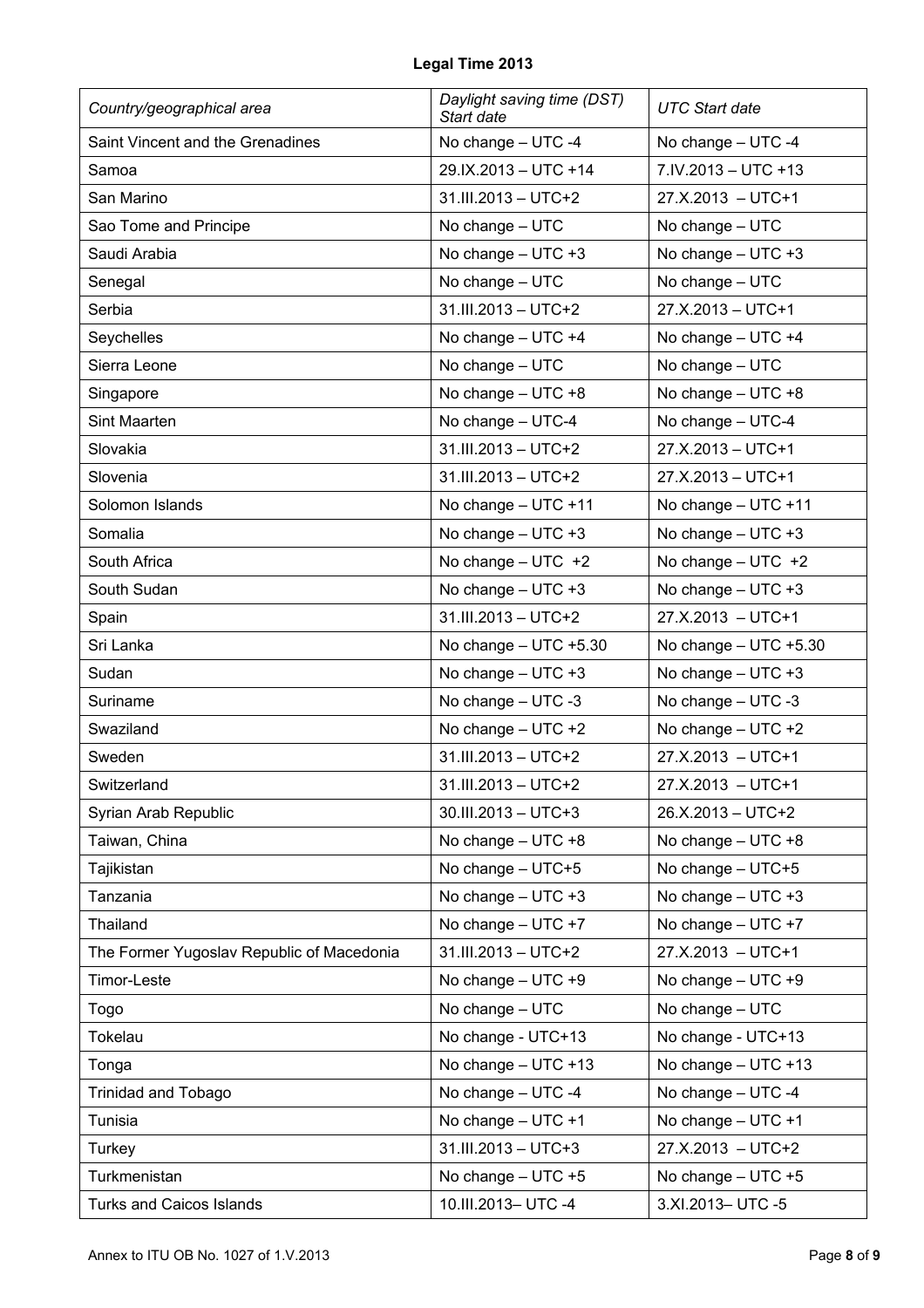**Legal Time 2013**

| *Country/geographical area* | *Daylight saving time (DST) Start date* | *UTC Start date* |
|---|---|---|
| Saint Vincent and the Grenadines | No change – UTC -4 | No change – UTC -4 |
| Samoa | 29.IX.2013 – UTC +14 | 7.IV.2013 – UTC +13 |
| San Marino | 31.III.2013 – UTC+2 | 27.X.2013 – UTC+1 |
| Sao Tome and Principe | No change – UTC | No change – UTC |
| Saudi Arabia | No change – UTC +3 | No change – UTC +3 |
| Senegal | No change – UTC | No change – UTC |
| Serbia | 31.III.2013 – UTC+2 | 27.X.2013 – UTC+1 |
| Seychelles | No change – UTC +4 | No change – UTC +4 |
| Sierra Leone | No change – UTC | No change – UTC |
| Singapore | No change – UTC +8 | No change – UTC +8 |
| Sint Maarten | No change – UTC-4 | No change – UTC-4 |
| Slovakia | 31.III.2013 – UTC+2 | 27.X.2013 – UTC+1 |
| Slovenia | 31.III.2013 – UTC+2 | 27.X.2013 – UTC+1 |
| Solomon Islands | No change – UTC +11 | No change – UTC +11 |
| Somalia | No change – UTC +3 | No change – UTC +3 |
| South Africa | No change – UTC +2 | No change – UTC +2 |
| South Sudan | No change – UTC +3 | No change – UTC +3 |
| Spain | 31.III.2013 – UTC+2 | 27.X.2013 – UTC+1 |
| Sri Lanka | No change – UTC +5.30 | No change – UTC +5.30 |
| Sudan | No change – UTC +3 | No change – UTC +3 |
| Suriname | No change – UTC -3 | No change – UTC -3 |
| Swaziland | No change – UTC +2 | No change – UTC +2 |
| Sweden | 31.III.2013 – UTC+2 | 27.X.2013 – UTC+1 |
| Switzerland | 31.III.2013 – UTC+2 | 27.X.2013 – UTC+1 |
| Syrian Arab Republic | 30.III.2013 – UTC+3 | 26.X.2013 – UTC+2 |
| Taiwan, China | No change – UTC +8 | No change – UTC +8 |
| Tajikistan | No change – UTC+5 | No change – UTC+5 |
| Tanzania | No change – UTC +3 | No change – UTC +3 |
| Thailand | No change – UTC +7 | No change – UTC +7 |
| The Former Yugoslav Republic of Macedonia | 31.III.2013 – UTC+2 | 27.X.2013 – UTC+1 |
| Timor-Leste | No change – UTC +9 | No change – UTC +9 |
| Togo | No change – UTC | No change – UTC |
| Tokelau | No change - UTC+13 | No change - UTC+13 |
| Tonga | No change – UTC +13 | No change – UTC +13 |
| Trinidad and Tobago | No change – UTC -4 | No change – UTC -4 |
| Tunisia | No change – UTC +1 | No change – UTC +1 |
| Turkey | 31.III.2013 – UTC+3 | 27.X.2013 – UTC+2 |
| Turkmenistan | No change – UTC +5 | No change – UTC +5 |
| Turks and Caicos Islands | 10.III.2013– UTC -4 | 3.XI.2013– UTC -5 |

Annex to ITU OB No. 1027 of 1.V.2013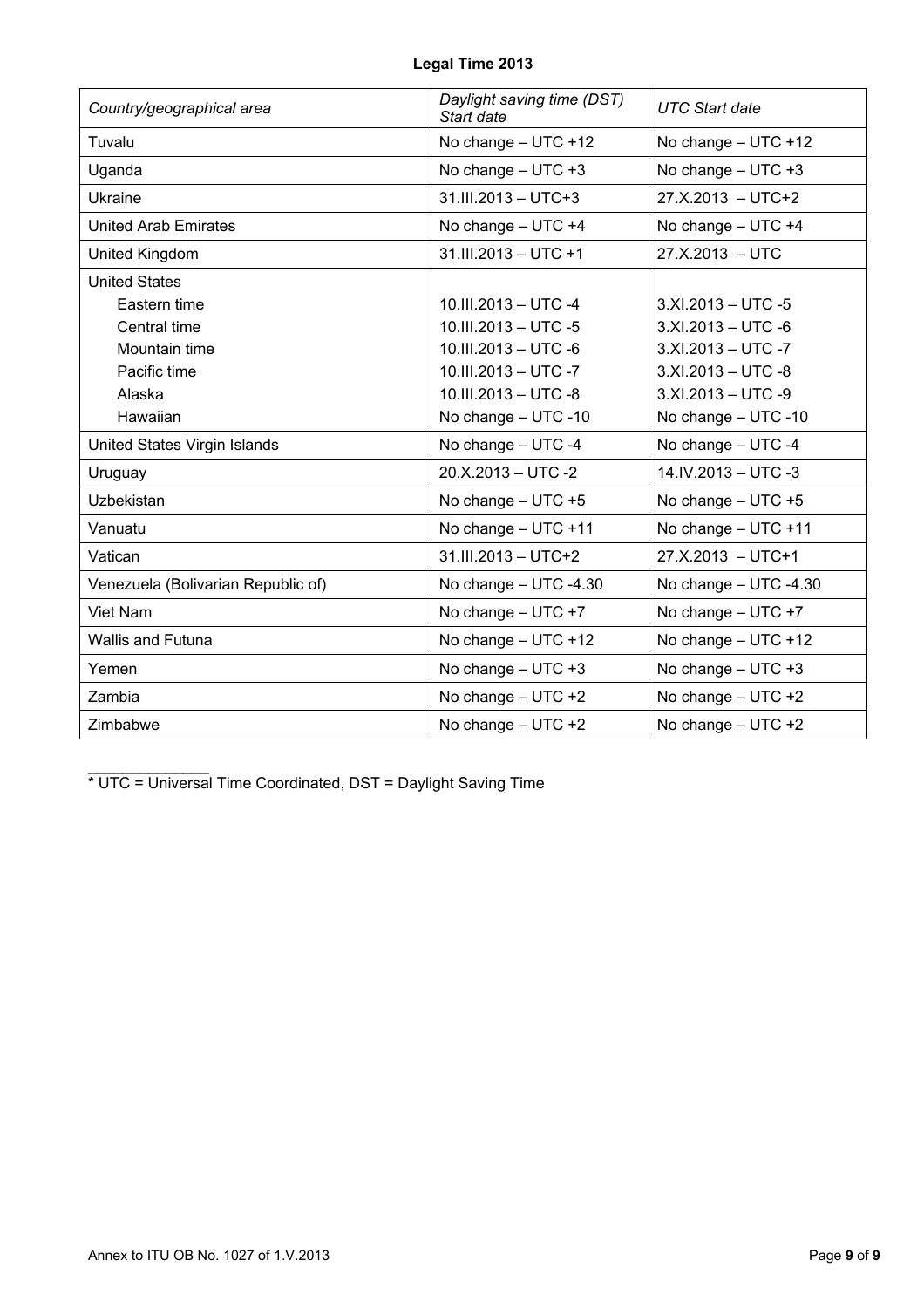**Legal Time 2013**

| *Country/geographical area* | *Daylight saving time (DST) Start date* | *UTC Start date* |
|---|---|---|
| Tuvalu | No change – UTC +12 | No change – UTC +12 |
| Uganda | No change – UTC +3 | No change – UTC +3 |
| Ukraine | 31.III.2013 – UTC+3 | 27.X.2013 – UTC+2 |
| United Arab Emirates | No change – UTC +4 | No change – UTC +4 |
| United Kingdom | 31.III.2013 – UTC +1 | 27.X.2013 – UTC |
| United States | | |
| Eastern time | 10.III.2013 – UTC -4 | 3.XI.2013 – UTC -5 |
| Central time | 10.III.2013 – UTC -5 | 3.XI.2013 – UTC -6 |
| Mountain time | 10.III.2013 – UTC -6 | 3.XI.2013 – UTC -7 |
| Pacific time | 10.III.2013 – UTC -7 | 3.XI.2013 – UTC -8 |
| Alaska | 10.III.2013 – UTC -8 | 3.XI.2013 – UTC -9 |
| Hawaiian | No change – UTC -10 | No change – UTC -10 |
| United States Virgin Islands | No change – UTC -4 | No change – UTC -4 |
| Uruguay | 20.X.2013 – UTC -2 | 14.IV.2013 – UTC -3 |
| Uzbekistan | No change – UTC +5 | No change – UTC +5 |
| Vanuatu | No change – UTC +11 | No change – UTC +11 |
| Vatican | 31.III.2013 – UTC+2 | 27.X.2013 – UTC+1 |
| Venezuela (Bolivarian Republic of) | No change – UTC -4.30 | No change – UTC -4.30 |
| Viet Nam | No change – UTC +7 | No change – UTC +7 |
| Wallis and Futuna | No change – UTC +12 | No change – UTC +12 |
| Yemen | No change – UTC +3 | No change – UTC +3 |
| Zambia | No change – UTC +2 | No change – UTC +2 |
| Zimbabwe | No change – UTC +2 | No change – UTC +2 |

\_\_\_\_\_\_\_\_\_\_\_\_\_\_\_

* UTC = Universal Time Coordinated, DST = Daylight Saving Time